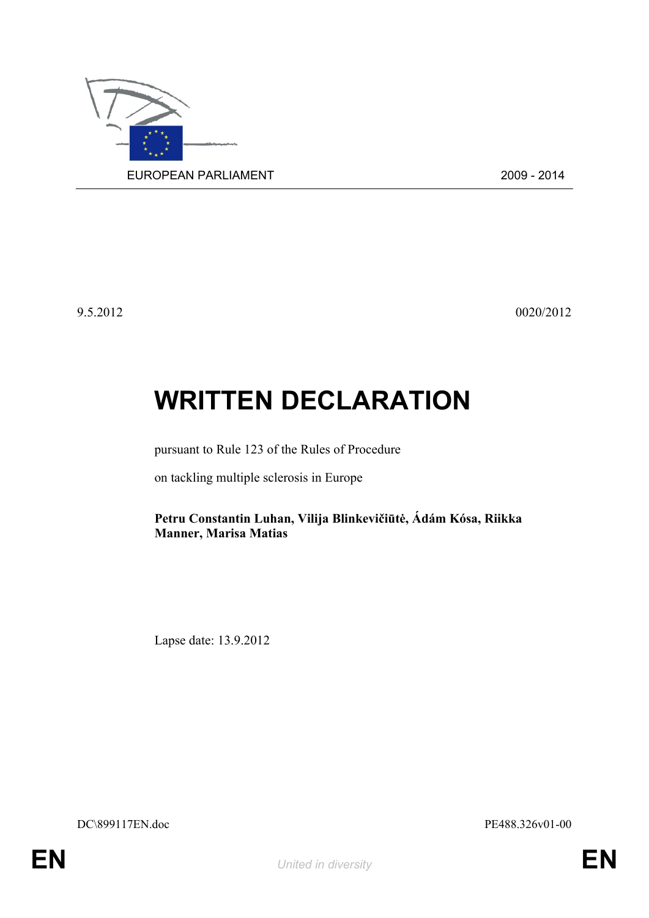EUROPEAN PARLIAMENT 2009 - 2014

9.5.2012 0020/2012

# WRITTEN DECLARATION

pursuant to Rule 123 of the Rules of Procedure

on tackling multiple sclerosis in Europe

**Petru Constantin Luhan, Vilija Blinkevičiūtė, Ádám Kósa, Riikka Manner, Marisa Matias**

Lapse date: 13.9.2012

DC\899117EN.doc PE488.326v01-00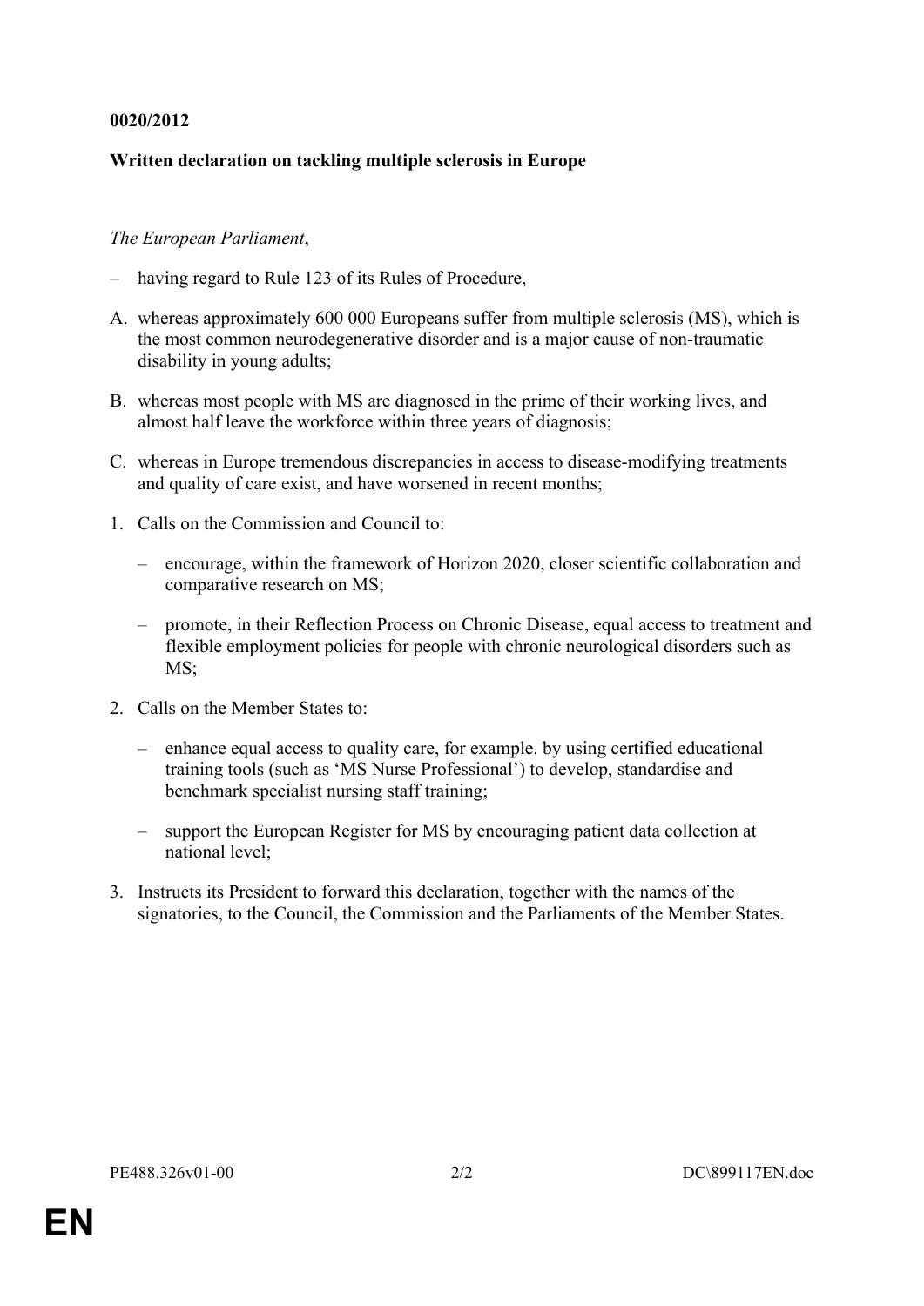**0020/2012**

**Written declaration on tackling multiple sclerosis in Europe**

*The European Parliament*,

– having regard to Rule 123 of its Rules of Procedure,

A. whereas approximately 600 000 Europeans suffer from multiple sclerosis (MS), which is the most common neurodegenerative disorder and is a major cause of non-traumatic disability in young adults;

B. whereas most people with MS are diagnosed in the prime of their working lives, and almost half leave the workforce within three years of diagnosis;

C. whereas in Europe tremendous discrepancies in access to disease-modifying treatments and quality of care exist, and have worsened in recent months;

1. Calls on the Commission and Council to:

   – encourage, within the framework of Horizon 2020, closer scientific collaboration and comparative research on MS;

   – promote, in their Reflection Process on Chronic Disease, equal access to treatment and flexible employment policies for people with chronic neurological disorders such as MS;

2. Calls on the Member States to:

   – enhance equal access to quality care, for example. by using certified educational training tools (such as 'MS Nurse Professional') to develop, standardise and benchmark specialist nursing staff training;

   – support the European Register for MS by encouraging patient data collection at national level;

3. Instructs its President to forward this declaration, together with the names of the signatories, to the Council, the Commission and the Parliaments of the Member States.